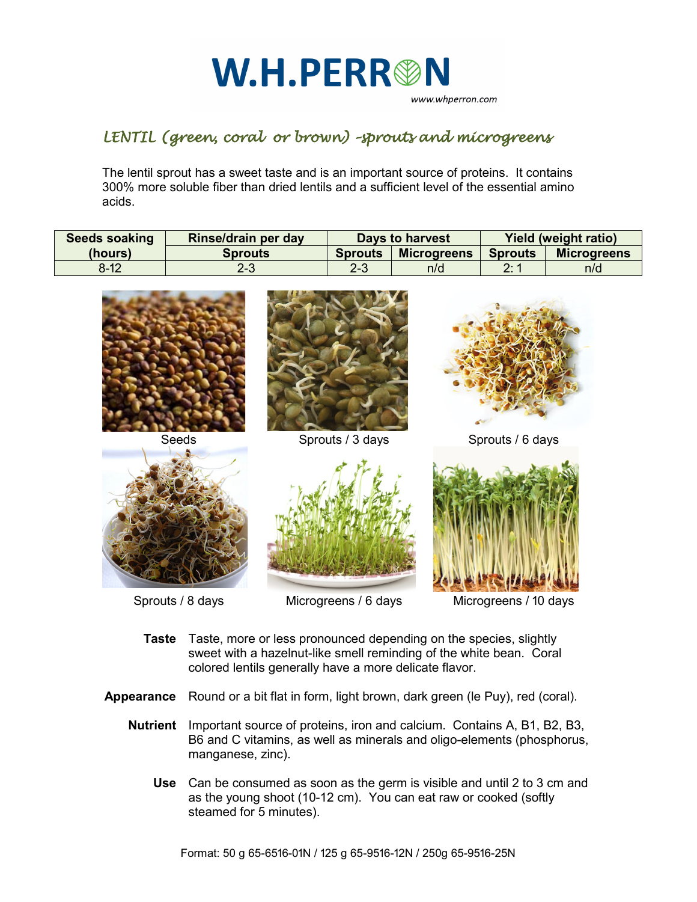# W.H.PERRON

www.whperron.com

## *LENTIL (green, coral or brown) –sprouts and microgreens*

The lentil sprout has a sweet taste and is an important source of proteins. It contains 300% more soluble fiber than dried lentils and a sufficient level of the essential amino acids.

| Seeds soaking (hours) | Rinse/drain per day | Days to harvest | | Yield (weight ratio) | |
|---|---|---|---|---|---|
| | Sprouts | Sprouts | Microgreens | Sprouts | Microgreens |
| 8-12 | 2-3 | 2-3 | n/d | 2: 1 | n/d |

Seeds

Sprouts / 3 days

Sprouts / 6 days

Sprouts / 8 days

Microgreens / 6 days

Microgreens / 10 days

**Taste** Taste, more or less pronounced depending on the species, slightly sweet with a hazelnut-like smell reminding of the white bean. Coral colored lentils generally have a more delicate flavor.

**Appearance** Round or a bit flat in form, light brown, dark green (le Puy), red (coral).

**Nutrient** Important source of proteins, iron and calcium. Contains A, B1, B2, B3, B6 and C vitamins, as well as minerals and oligo-elements (phosphorus, manganese, zinc).

**Use** Can be consumed as soon as the germ is visible and until 2 to 3 cm and as the young shoot (10-12 cm). You can eat raw or cooked (softly steamed for 5 minutes).

Format: 50 g 65-6516-01N / 125 g 65-9516-12N / 250g 65-9516-25N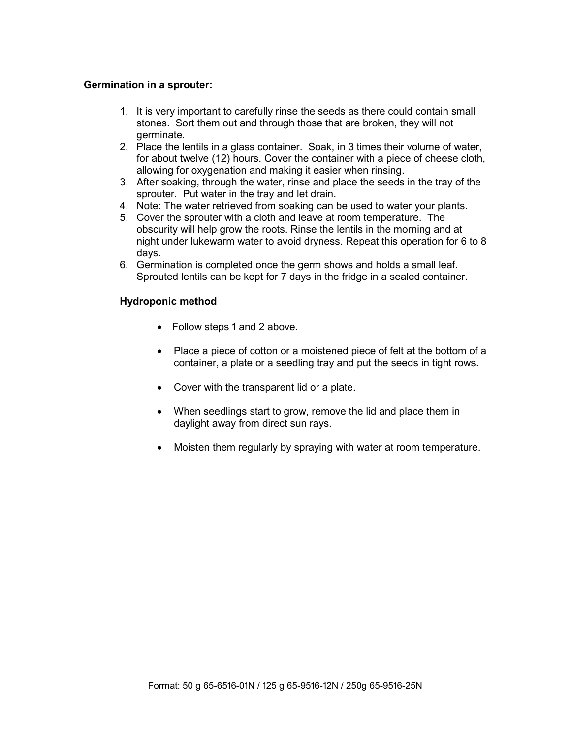**Germination in a sprouter:**

1. It is very important to carefully rinse the seeds as there could contain small stones. Sort them out and through those that are broken, they will not germinate.
2. Place the lentils in a glass container. Soak, in 3 times their volume of water, for about twelve (12) hours. Cover the container with a piece of cheese cloth, allowing for oxygenation and making it easier when rinsing.
3. After soaking, through the water, rinse and place the seeds in the tray of the sprouter. Put water in the tray and let drain.
4. Note: The water retrieved from soaking can be used to water your plants.
5. Cover the sprouter with a cloth and leave at room temperature. The obscurity will help grow the roots. Rinse the lentils in the morning and at night under lukewarm water to avoid dryness. Repeat this operation for 6 to 8 days.
6. Germination is completed once the germ shows and holds a small leaf. Sprouted lentils can be kept for 7 days in the fridge in a sealed container.

**Hydroponic method**

- Follow steps 1 and 2 above.
- Place a piece of cotton or a moistened piece of felt at the bottom of a container, a plate or a seedling tray and put the seeds in tight rows.
- Cover with the transparent lid or a plate.
- When seedlings start to grow, remove the lid and place them in daylight away from direct sun rays.
- Moisten them regularly by spraying with water at room temperature.

Format: 50 g 65-6516-01N / 125 g 65-9516-12N / 250g 65-9516-25N